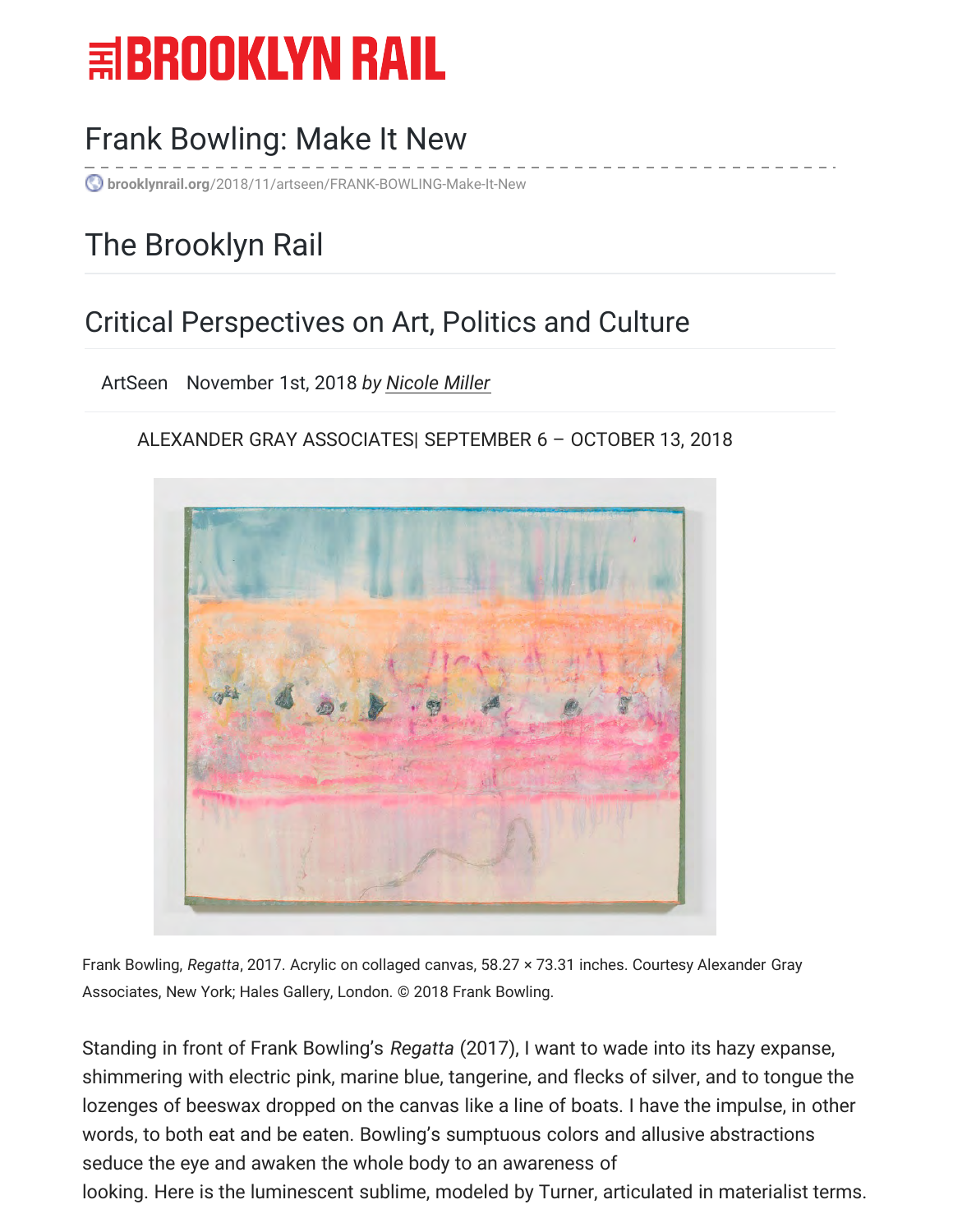# THE BROOKLYN RAIL

## Frank Bowling: Make It New

brooklynrail.org/2018/11/artseen/FRANK-BOWLING-Make-It-New

## The Brooklyn Rail

## Critical Perspectives on Art, Politics and Culture

ArtSeen November 1st, 2018 *by Nicole Miller*

ALEXANDER GRAY ASSOCIATES| SEPTEMBER 6 – OCTOBER 13, 2018

Frank Bowling, *Regatta*, 2017. Acrylic on collaged canvas, 58.27 × 73.31 inches. Courtesy Alexander Gray Associates, New York; Hales Gallery, London. © 2018 Frank Bowling.

Standing in front of Frank Bowling's *Regatta* (2017), I want to wade into its hazy expanse, shimmering with electric pink, marine blue, tangerine, and flecks of silver, and to tongue the lozenges of beeswax dropped on the canvas like a line of boats. I have the impulse, in other words, to both eat and be eaten. Bowling's sumptuous colors and allusive abstractions seduce the eye and awaken the whole body to an awareness of looking. Here is the luminescent sublime, modeled by Turner, articulated in materialist terms.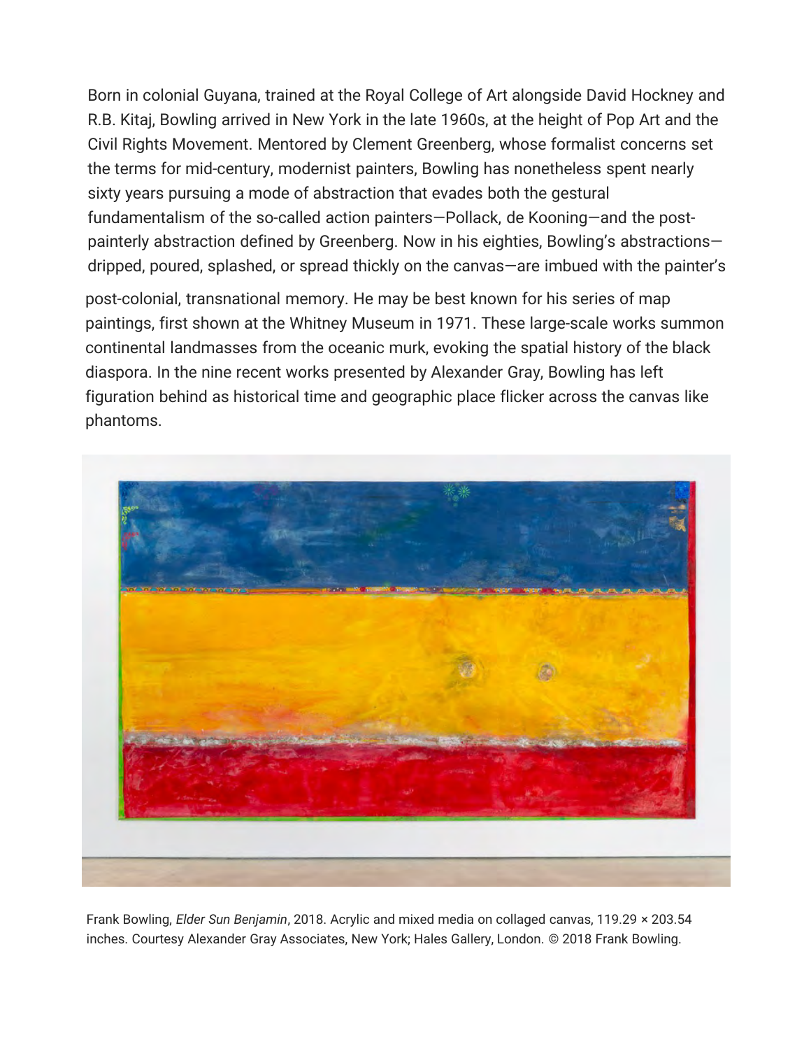Born in colonial Guyana, trained at the Royal College of Art alongside David Hockney and R.B. Kitaj, Bowling arrived in New York in the late 1960s, at the height of Pop Art and the Civil Rights Movement. Mentored by Clement Greenberg, whose formalist concerns set the terms for mid-century, modernist painters, Bowling has nonetheless spent nearly sixty years pursuing a mode of abstraction that evades both the gestural fundamentalism of the so-called action painters—Pollack, de Kooning—and the post-painterly abstraction defined by Greenberg. Now in his eighties, Bowling's abstractions—dripped, poured, splashed, or spread thickly on the canvas—are imbued with the painter's post-colonial, transnational memory. He may be best known for his series of map paintings, first shown at the Whitney Museum in 1971. These large-scale works summon continental landmasses from the oceanic murk, evoking the spatial history of the black diaspora. In the nine recent works presented by Alexander Gray, Bowling has left figuration behind as historical time and geographic place flicker across the canvas like phantoms.

Frank Bowling, *Elder Sun Benjamin*, 2018. Acrylic and mixed media on collaged canvas, 119.29 × 203.54 inches. Courtesy Alexander Gray Associates, New York; Hales Gallery, London. © 2018 Frank Bowling.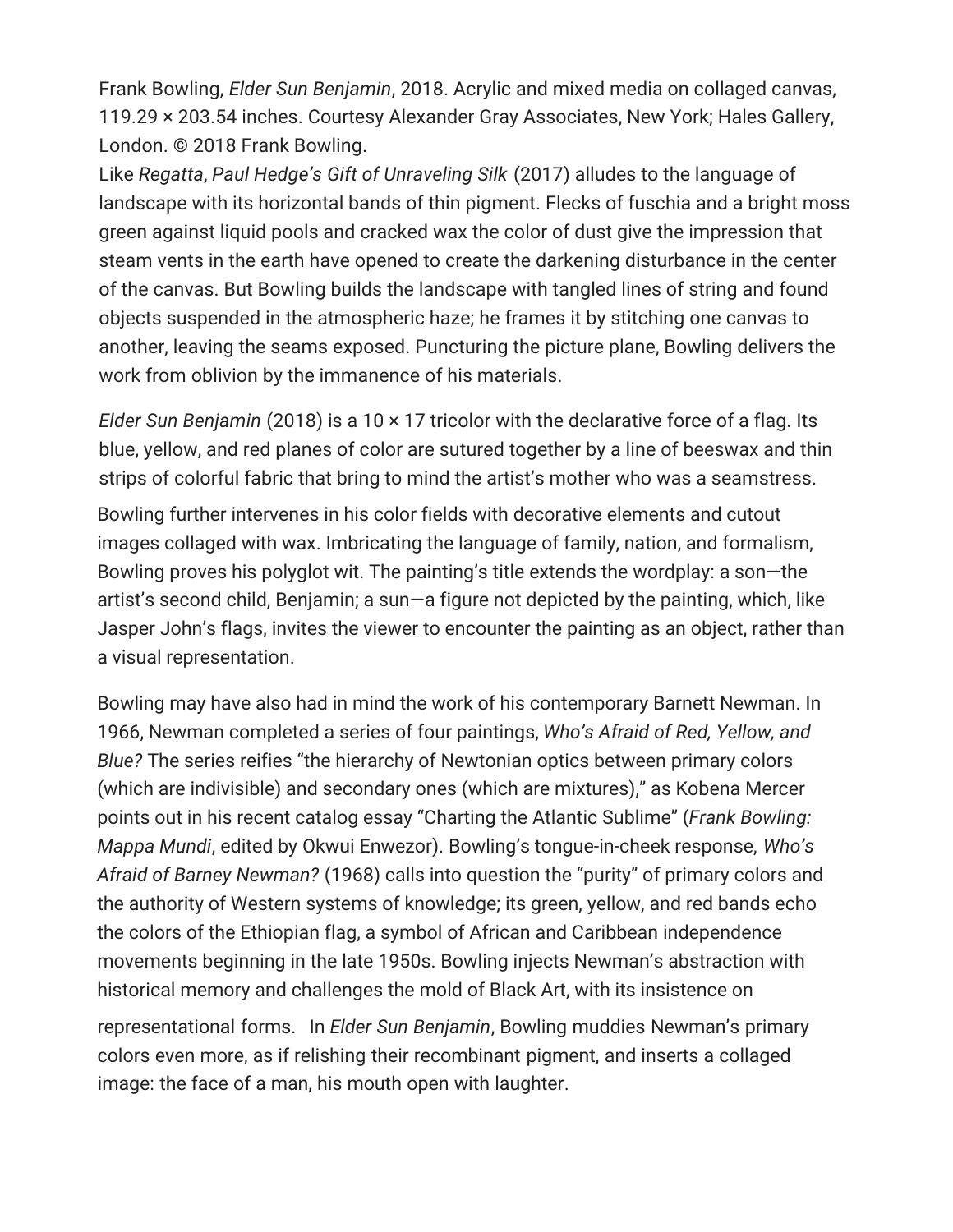Frank Bowling, *Elder Sun Benjamin*, 2018. Acrylic and mixed media on collaged canvas, 119.29 × 203.54 inches. Courtesy Alexander Gray Associates, New York; Hales Gallery, London. © 2018 Frank Bowling.

Like *Regatta*, *Paul Hedge's Gift of Unraveling Silk* (2017) alludes to the language of landscape with its horizontal bands of thin pigment. Flecks of fuschia and a bright moss green against liquid pools and cracked wax the color of dust give the impression that steam vents in the earth have opened to create the darkening disturbance in the center of the canvas. But Bowling builds the landscape with tangled lines of string and found objects suspended in the atmospheric haze; he frames it by stitching one canvas to another, leaving the seams exposed. Puncturing the picture plane, Bowling delivers the work from oblivion by the immanence of his materials.

*Elder Sun Benjamin* (2018) is a 10 × 17 tricolor with the declarative force of a flag. Its blue, yellow, and red planes of color are sutured together by a line of beeswax and thin strips of colorful fabric that bring to mind the artist's mother who was a seamstress. Bowling further intervenes in his color fields with decorative elements and cutout images collaged with wax. Imbricating the language of family, nation, and formalism, Bowling proves his polyglot wit. The painting's title extends the wordplay: a son—the artist's second child, Benjamin; a sun—a figure not depicted by the painting, which, like Jasper John's flags, invites the viewer to encounter the painting as an object, rather than a visual representation.

Bowling may have also had in mind the work of his contemporary Barnett Newman. In 1966, Newman completed a series of four paintings, *Who's Afraid of Red, Yellow, and Blue?* The series reifies "the hierarchy of Newtonian optics between primary colors (which are indivisible) and secondary ones (which are mixtures)," as Kobena Mercer points out in his recent catalog essay "Charting the Atlantic Sublime" (*Frank Bowling: Mappa Mundi*, edited by Okwui Enwezor). Bowling's tongue-in-cheek response, *Who's Afraid of Barney Newman?* (1968) calls into question the "purity" of primary colors and the authority of Western systems of knowledge; its green, yellow, and red bands echo the colors of the Ethiopian flag, a symbol of African and Caribbean independence movements beginning in the late 1950s. Bowling injects Newman's abstraction with historical memory and challenges the mold of Black Art, with its insistence on representational forms. In *Elder Sun Benjamin*, Bowling muddies Newman's primary colors even more, as if relishing their recombinant pigment, and inserts a collaged image: the face of a man, his mouth open with laughter.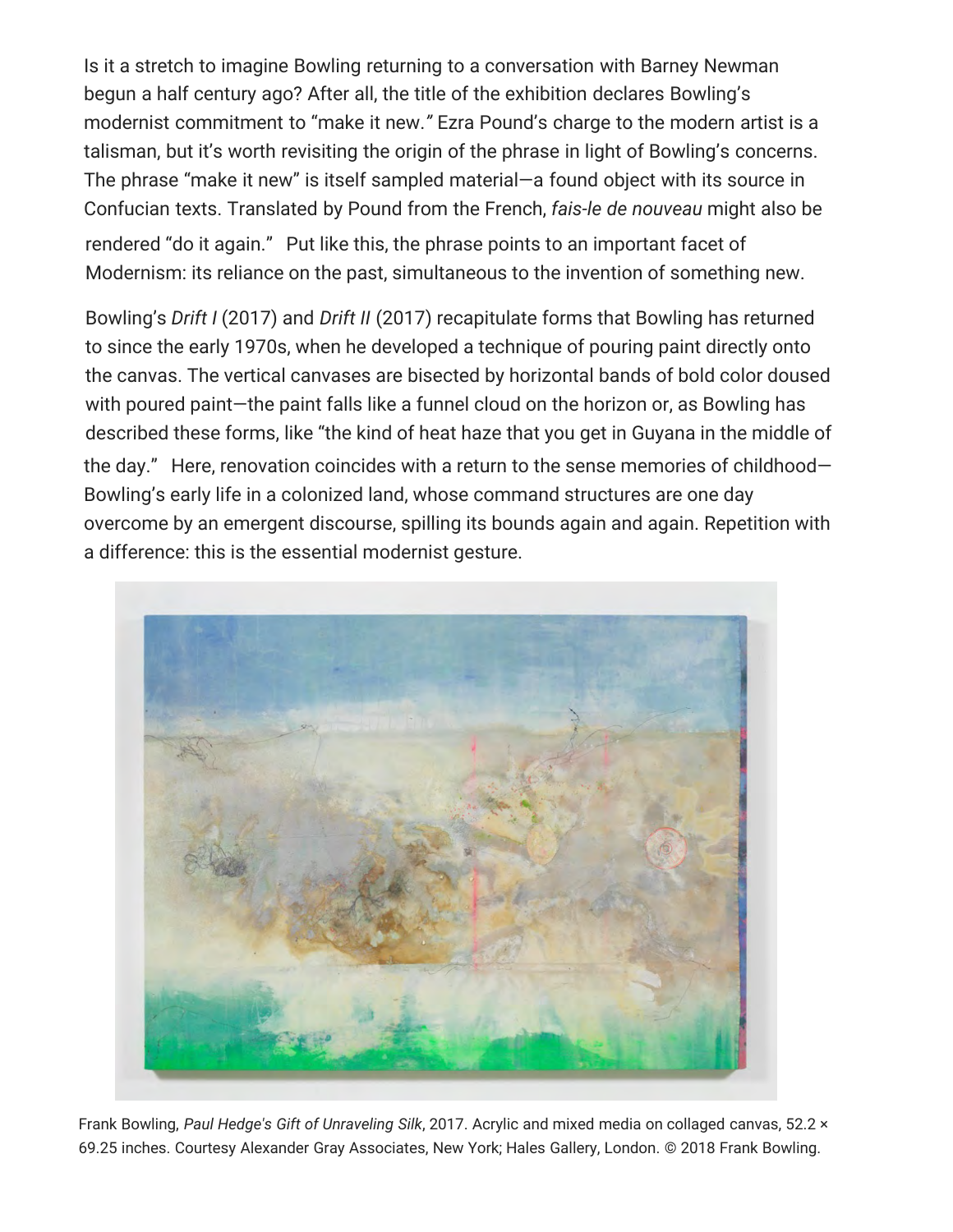Is it a stretch to imagine Bowling returning to a conversation with Barney Newman begun a half century ago? After all, the title of the exhibition declares Bowling's modernist commitment to "make it new." Ezra Pound's charge to the modern artist is a talisman, but it's worth revisiting the origin of the phrase in light of Bowling's concerns. The phrase "make it new" is itself sampled material—a found object with its source in Confucian texts. Translated by Pound from the French, *fais-le de nouveau* might also be rendered "do it again." Put like this, the phrase points to an important facet of Modernism: its reliance on the past, simultaneous to the invention of something new.

Bowling's *Drift I* (2017) and *Drift II* (2017) recapitulate forms that Bowling has returned to since the early 1970s, when he developed a technique of pouring paint directly onto the canvas. The vertical canvases are bisected by horizontal bands of bold color doused with poured paint—the paint falls like a funnel cloud on the horizon or, as Bowling has described these forms, like "the kind of heat haze that you get in Guyana in the middle of the day." Here, renovation coincides with a return to the sense memories of childhood—Bowling's early life in a colonized land, whose command structures are one day overcome by an emergent discourse, spilling its bounds again and again. Repetition with a difference: this is the essential modernist gesture.

Frank Bowling, *Paul Hedge's Gift of Unraveling Silk*, 2017. Acrylic and mixed media on collaged canvas, 52.2 × 69.25 inches. Courtesy Alexander Gray Associates, New York; Hales Gallery, London. © 2018 Frank Bowling.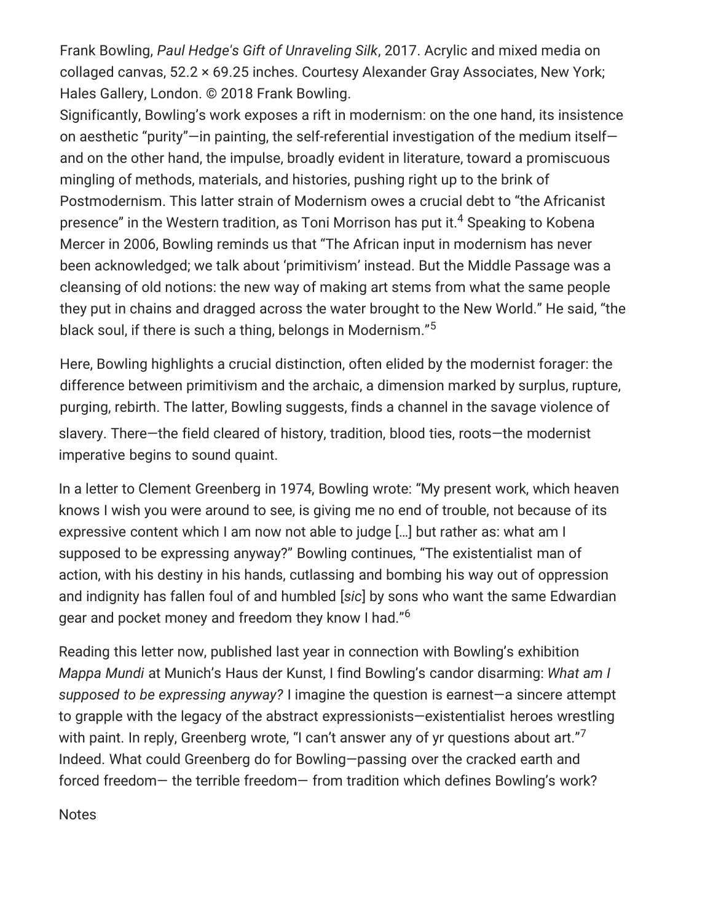Frank Bowling, *Paul Hedge's Gift of Unraveling Silk*, 2017. Acrylic and mixed media on collaged canvas, 52.2 × 69.25 inches. Courtesy Alexander Gray Associates, New York; Hales Gallery, London. © 2018 Frank Bowling.

Significantly, Bowling's work exposes a rift in modernism: on the one hand, its insistence on aesthetic "purity"—in painting, the self-referential investigation of the medium itself—and on the other hand, the impulse, broadly evident in literature, toward a promiscuous mingling of methods, materials, and histories, pushing right up to the brink of Postmodernism. This latter strain of Modernism owes a crucial debt to "the Africanist presence" in the Western tradition, as Toni Morrison has put it.[4] Speaking to Kobena Mercer in 2006, Bowling reminds us that "The African input in modernism has never been acknowledged; we talk about 'primitivism' instead. But the Middle Passage was a cleansing of old notions: the new way of making art stems from what the same people they put in chains and dragged across the water brought to the New World." He said, "the black soul, if there is such a thing, belongs in Modernism."[5]

Here, Bowling highlights a crucial distinction, often elided by the modernist forager: the difference between primitivism and the archaic, a dimension marked by surplus, rupture, purging, rebirth. The latter, Bowling suggests, finds a channel in the savage violence of slavery. There—the field cleared of history, tradition, blood ties, roots—the modernist imperative begins to sound quaint.

In a letter to Clement Greenberg in 1974, Bowling wrote: "My present work, which heaven knows I wish you were around to see, is giving me no end of trouble, not because of its expressive content which I am now not able to judge […] but rather as: what am I supposed to be expressing anyway?" Bowling continues, "The existentialist man of action, with his destiny in his hands, cutlassing and bombing his way out of oppression and indignity has fallen foul of and humbled [*sic*] by sons who want the same Edwardian gear and pocket money and freedom they know I had."[6]

Reading this letter now, published last year in connection with Bowling's exhibition *Mappa Mundi* at Munich's Haus der Kunst, I find Bowling's candor disarming: *What am I supposed to be expressing anyway?* I imagine the question is earnest—a sincere attempt to grapple with the legacy of the abstract expressionists—existentialist heroes wrestling with paint. In reply, Greenberg wrote, "I can't answer any of yr questions about art."[7] Indeed. What could Greenberg do for Bowling—passing over the cracked earth and forced freedom— the terrible freedom— from tradition which defines Bowling's work?

Notes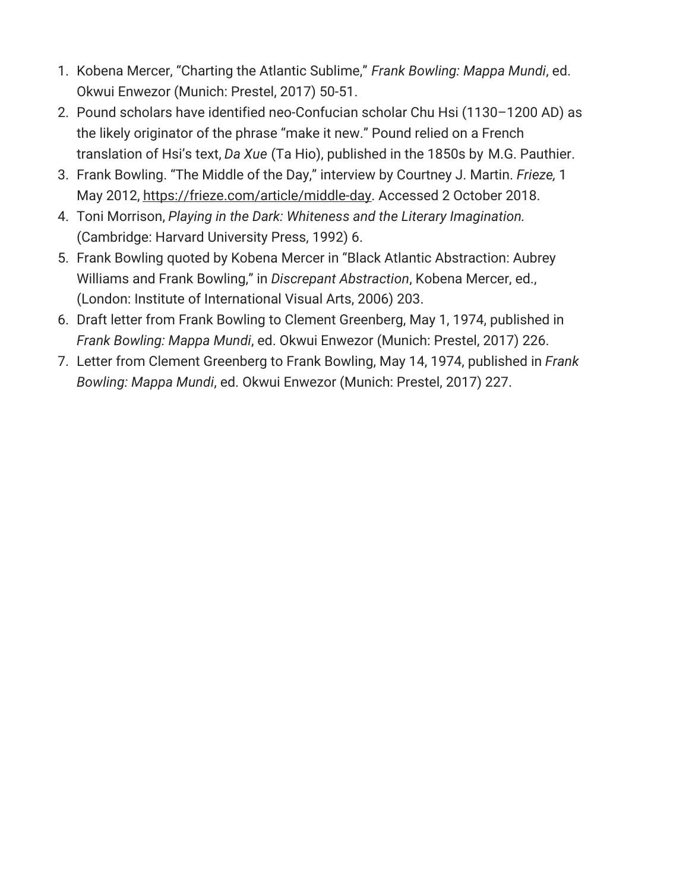1. Kobena Mercer, “Charting the Atlantic Sublime,” *Frank Bowling: Mappa Mundi*, ed. Okwui Enwezor (Munich: Prestel, 2017) 50-51.
2. Pound scholars have identified neo-Confucian scholar Chu Hsi (1130–1200 AD) as the likely originator of the phrase “make it new.” Pound relied on a French translation of Hsi’s text, *Da Xue* (Ta Hio), published in the 1850s by M.G. Pauthier.
3. Frank Bowling. “The Middle of the Day,” interview by Courtney J. Martin. *Frieze,* 1 May 2012, [https://frieze.com/article/middle-day](https://frieze.com/article/middle-day). Accessed 2 October 2018.
4. Toni Morrison, *Playing in the Dark: Whiteness and the Literary Imagination.* (Cambridge: Harvard University Press, 1992) 6.
5. Frank Bowling quoted by Kobena Mercer in “Black Atlantic Abstraction: Aubrey Williams and Frank Bowling,” in *Discrepant Abstraction*, Kobena Mercer, ed., (London: Institute of International Visual Arts, 2006) 203.
6. Draft letter from Frank Bowling to Clement Greenberg, May 1, 1974, published in *Frank Bowling: Mappa Mundi*, ed. Okwui Enwezor (Munich: Prestel, 2017) 226.
7. Letter from Clement Greenberg to Frank Bowling, May 14, 1974, published in *Frank Bowling: Mappa Mundi*, ed. Okwui Enwezor (Munich: Prestel, 2017) 227.